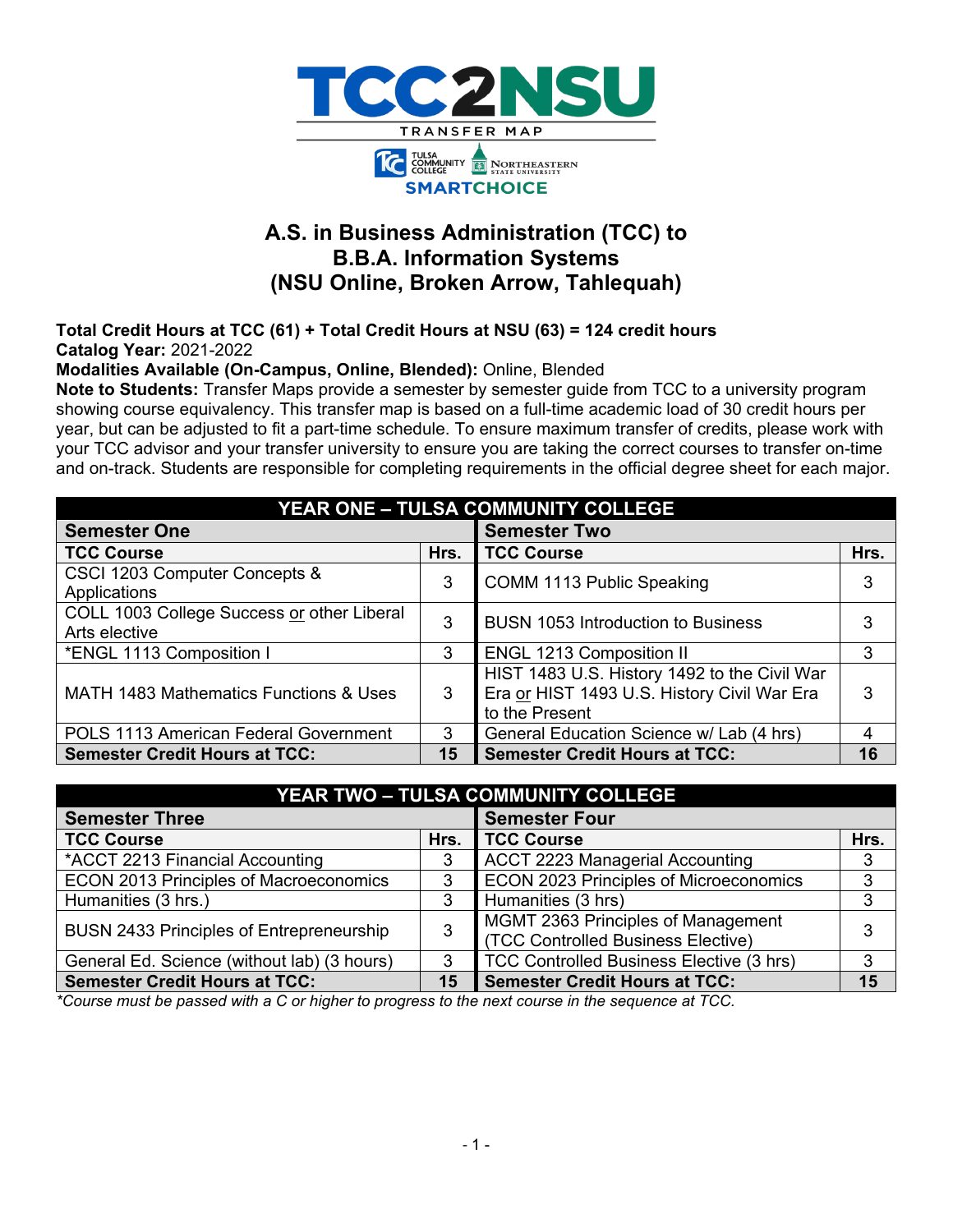# TCC2NSU

TRANSFER MAP

TULSA COMMUNITY COLLEGE | NORTHEASTERN STATE UNIVERSITY

SMARTCHOICE

## A.S. in Business Administration (TCC) to B.B.A. Information Systems (NSU Online, Broken Arrow, Tahlequah)

**Total Credit Hours at TCC (61) + Total Credit Hours at NSU (63) = 124 credit hours**
**Catalog Year:** 2021-2022
**Modalities Available (On-Campus, Online, Blended):** Online, Blended
**Note to Students:** Transfer Maps provide a semester by semester guide from TCC to a university program showing course equivalency. This transfer map is based on a full-time academic load of 30 credit hours per year, but can be adjusted to fit a part-time schedule. To ensure maximum transfer of credits, please work with your TCC advisor and your transfer university to ensure you are taking the correct courses to transfer on-time and on-track. Students are responsible for completing requirements in the official degree sheet for each major.

| YEAR ONE – TULSA COMMUNITY COLLEGE | | | |
|---|---|---|---|
| **Semester One** | | **Semester Two** | |
| **TCC Course** | **Hrs.** | **TCC Course** | **Hrs.** |
| CSCI 1203 Computer Concepts & Applications | 3 | COMM 1113 Public Speaking | 3 |
| COLL 1003 College Success or other Liberal Arts elective | 3 | BUSN 1053 Introduction to Business | 3 |
| *ENGL 1113 Composition I | 3 | ENGL 1213 Composition II | 3 |
| MATH 1483 Mathematics Functions & Uses | 3 | HIST 1483 U.S. History 1492 to the Civil War Era or HIST 1493 U.S. History Civil War Era to the Present | 3 |
| POLS 1113 American Federal Government | 3 | General Education Science w/ Lab (4 hrs) | 4 |
| **Semester Credit Hours at TCC:** | **15** | **Semester Credit Hours at TCC:** | **16** |

| YEAR TWO – TULSA COMMUNITY COLLEGE | | | |
|---|---|---|---|
| **Semester Three** | | **Semester Four** | |
| **TCC Course** | **Hrs.** | **TCC Course** | **Hrs.** |
| *ACCT 2213 Financial Accounting | 3 | ACCT 2223 Managerial Accounting | 3 |
| ECON 2013 Principles of Macroeconomics | 3 | ECON 2023 Principles of Microeconomics | 3 |
| Humanities (3 hrs.) | 3 | Humanities (3 hrs) | 3 |
| BUSN 2433 Principles of Entrepreneurship | 3 | MGMT 2363 Principles of Management (TCC Controlled Business Elective) | 3 |
| General Ed. Science (without lab) (3 hours) | 3 | TCC Controlled Business Elective (3 hrs) | 3 |
| **Semester Credit Hours at TCC:** | **15** | **Semester Credit Hours at TCC:** | **15** |

*\*Course must be passed with a C or higher to progress to the next course in the sequence at TCC.*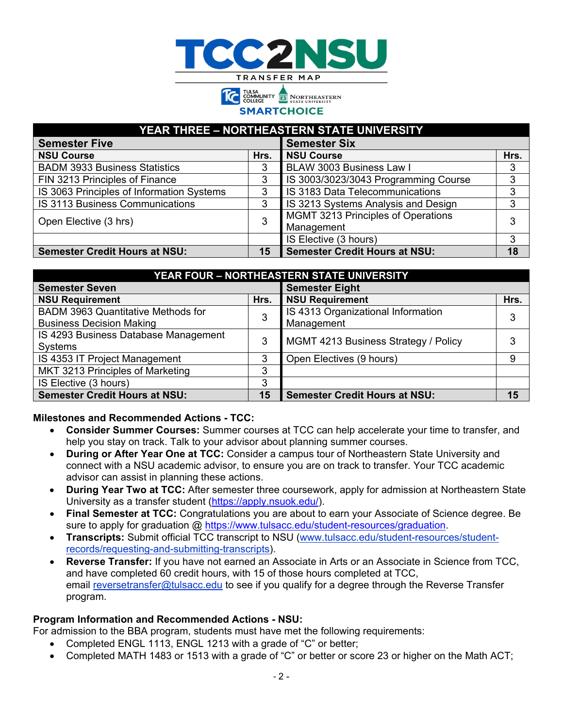# TCC2NSU

TRANSFER MAP

TULSA COMMUNITY COLLEGE | NORTHEASTERN STATE UNIVERSITY

SMARTCHOICE

| YEAR THREE – NORTHEASTERN STATE UNIVERSITY | | | |
|---|---|---|---|
| **Semester Five** | | **Semester Six** | |
| **NSU Course** | **Hrs.** | **NSU Course** | **Hrs.** |
| BADM 3933 Business Statistics | 3 | BLAW 3003 Business Law I | 3 |
| FIN 3213 Principles of Finance | 3 | IS 3003/3023/3043 Programming Course | 3 |
| IS 3063 Principles of Information Systems | 3 | IS 3183 Data Telecommunications | 3 |
| IS 3113 Business Communications | 3 | IS 3213 Systems Analysis and Design | 3 |
| Open Elective (3 hrs) | 3 | MGMT 3213 Principles of Operations Management | 3 |
| | | IS Elective (3 hours) | 3 |
| **Semester Credit Hours at NSU:** | **15** | **Semester Credit Hours at NSU:** | **18** |

| YEAR FOUR – NORTHEASTERN STATE UNIVERSITY | | | |
|---|---|---|---|
| **Semester Seven** | | **Semester Eight** | |
| **NSU Requirement** | **Hrs.** | **NSU Requirement** | **Hrs.** |
| BADM 3963 Quantitative Methods for Business Decision Making | 3 | IS 4313 Organizational Information Management | 3 |
| IS 4293 Business Database Management Systems | 3 | MGMT 4213 Business Strategy / Policy | 3 |
| IS 4353 IT Project Management | 3 | Open Electives (9 hours) | 9 |
| MKT 3213 Principles of Marketing | 3 | | |
| IS Elective (3 hours) | 3 | | |
| **Semester Credit Hours at NSU:** | **15** | **Semester Credit Hours at NSU:** | **15** |

**Milestones and Recommended Actions - TCC:**

- **Consider Summer Courses:** Summer courses at TCC can help accelerate your time to transfer, and help you stay on track. Talk to your advisor about planning summer courses.
- **During or After Year One at TCC:** Consider a campus tour of Northeastern State University and connect with a NSU academic advisor, to ensure you are on track to transfer. Your TCC academic advisor can assist in planning these actions.
- **During Year Two at TCC:** After semester three coursework, apply for admission at Northeastern State University as a transfer student (https://apply.nsuok.edu/).
- **Final Semester at TCC:** Congratulations you are about to earn your Associate of Science degree. Be sure to apply for graduation @ https://www.tulsacc.edu/student-resources/graduation.
- **Transcripts:** Submit official TCC transcript to NSU (www.tulsacc.edu/student-resources/student-records/requesting-and-submitting-transcripts).
- **Reverse Transfer:** If you have not earned an Associate in Arts or an Associate in Science from TCC, and have completed 60 credit hours, with 15 of those hours completed at TCC, email reversetransfer@tulsacc.edu to see if you qualify for a degree through the Reverse Transfer program.

**Program Information and Recommended Actions - NSU:**

For admission to the BBA program, students must have met the following requirements:

- Completed ENGL 1113, ENGL 1213 with a grade of "C" or better;
- Completed MATH 1483 or 1513 with a grade of "C" or better or score 23 or higher on the Math ACT;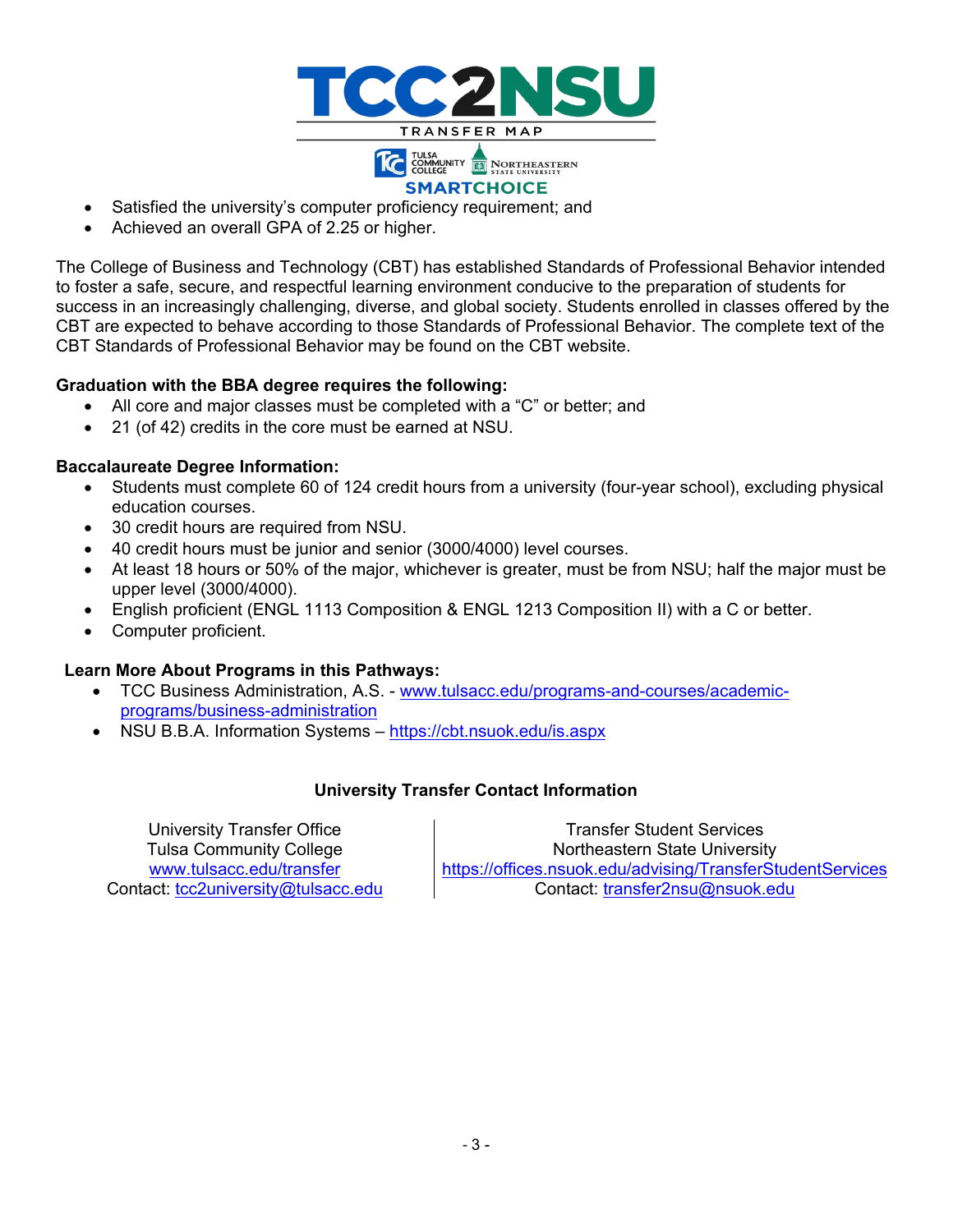- Satisfied the university's computer proficiency requirement; and
- Achieved an overall GPA of 2.25 or higher.

The College of Business and Technology (CBT) has established Standards of Professional Behavior intended to foster a safe, secure, and respectful learning environment conducive to the preparation of students for success in an increasingly challenging, diverse, and global society. Students enrolled in classes offered by the CBT are expected to behave according to those Standards of Professional Behavior. The complete text of the CBT Standards of Professional Behavior may be found on the CBT website.

**Graduation with the BBA degree requires the following:**

- All core and major classes must be completed with a "C" or better; and
- 21 (of 42) credits in the core must be earned at NSU.

**Baccalaureate Degree Information:**

- Students must complete 60 of 124 credit hours from a university (four-year school), excluding physical education courses.
- 30 credit hours are required from NSU.
- 40 credit hours must be junior and senior (3000/4000) level courses.
- At least 18 hours or 50% of the major, whichever is greater, must be from NSU; half the major must be upper level (3000/4000).
- English proficient (ENGL 1113 Composition & ENGL 1213 Composition II) with a C or better.
- Computer proficient.

**Learn More About Programs in this Pathways:**

- TCC Business Administration, A.S. - www.tulsacc.edu/programs-and-courses/academic-programs/business-administration
- NSU B.B.A. Information Systems – https://cbt.nsuok.edu/is.aspx

**University Transfer Contact Information**

University Transfer Office
Tulsa Community College
www.tulsacc.edu/transfer
Contact: tcc2university@tulsacc.edu

Transfer Student Services
Northeastern State University
https://offices.nsuok.edu/advising/TransferStudentServices
Contact: transfer2nsu@nsuok.edu